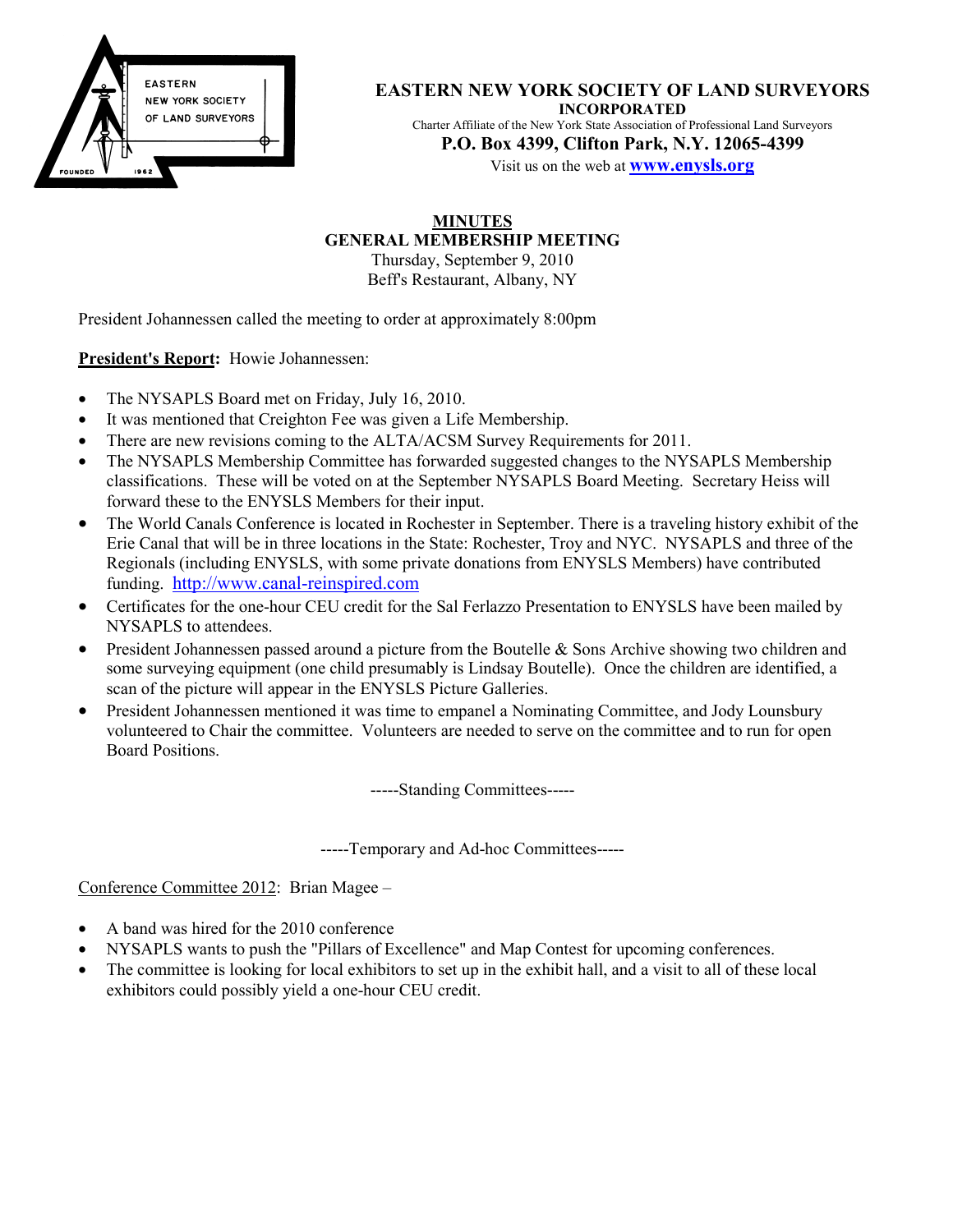EASTERN NEW YORK SOCIETY OF LAND SURVEYORS FOUNDED 1962

# EASTERN NEW YORK SOCIETY OF LAND SURVEYORS

**INCORPORATED**

Charter Affiliate of the New York State Association of Professional Land Surveyors

**P.O. Box 4399, Clifton Park, N.Y. 12065-4399**

Visit us on the web at **www.enysls.org**

## MINUTES
## GENERAL MEMBERSHIP MEETING

Thursday, September 9, 2010
Beff's Restaurant, Albany, NY

President Johannessen called the meeting to order at approximately 8:00pm

**President's Report:** Howie Johannessen:

- The NYSAPLS Board met on Friday, July 16, 2010.
- It was mentioned that Creighton Fee was given a Life Membership.
- There are new revisions coming to the ALTA/ACSM Survey Requirements for 2011.
- The NYSAPLS Membership Committee has forwarded suggested changes to the NYSAPLS Membership classifications. These will be voted on at the September NYSAPLS Board Meeting. Secretary Heiss will forward these to the ENYSLS Members for their input.
- The World Canals Conference is located in Rochester in September. There is a traveling history exhibit of the Erie Canal that will be in three locations in the State: Rochester, Troy and NYC. NYSAPLS and three of the Regionals (including ENYSLS, with some private donations from ENYSLS Members) have contributed funding. http://www.canal-reinspired.com
- Certificates for the one-hour CEU credit for the Sal Ferlazzo Presentation to ENYSLS have been mailed by NYSAPLS to attendees.
- President Johannessen passed around a picture from the Boutelle & Sons Archive showing two children and some surveying equipment (one child presumably is Lindsay Boutelle). Once the children are identified, a scan of the picture will appear in the ENYSLS Picture Galleries.
- President Johannessen mentioned it was time to empanel a Nominating Committee, and Jody Lounsbury volunteered to Chair the committee. Volunteers are needed to serve on the committee and to run for open Board Positions.

-----Standing Committees-----

-----Temporary and Ad-hoc Committees-----

Conference Committee 2012: Brian Magee –

- A band was hired for the 2010 conference
- NYSAPLS wants to push the "Pillars of Excellence" and Map Contest for upcoming conferences.
- The committee is looking for local exhibitors to set up in the exhibit hall, and a visit to all of these local exhibitors could possibly yield a one-hour CEU credit.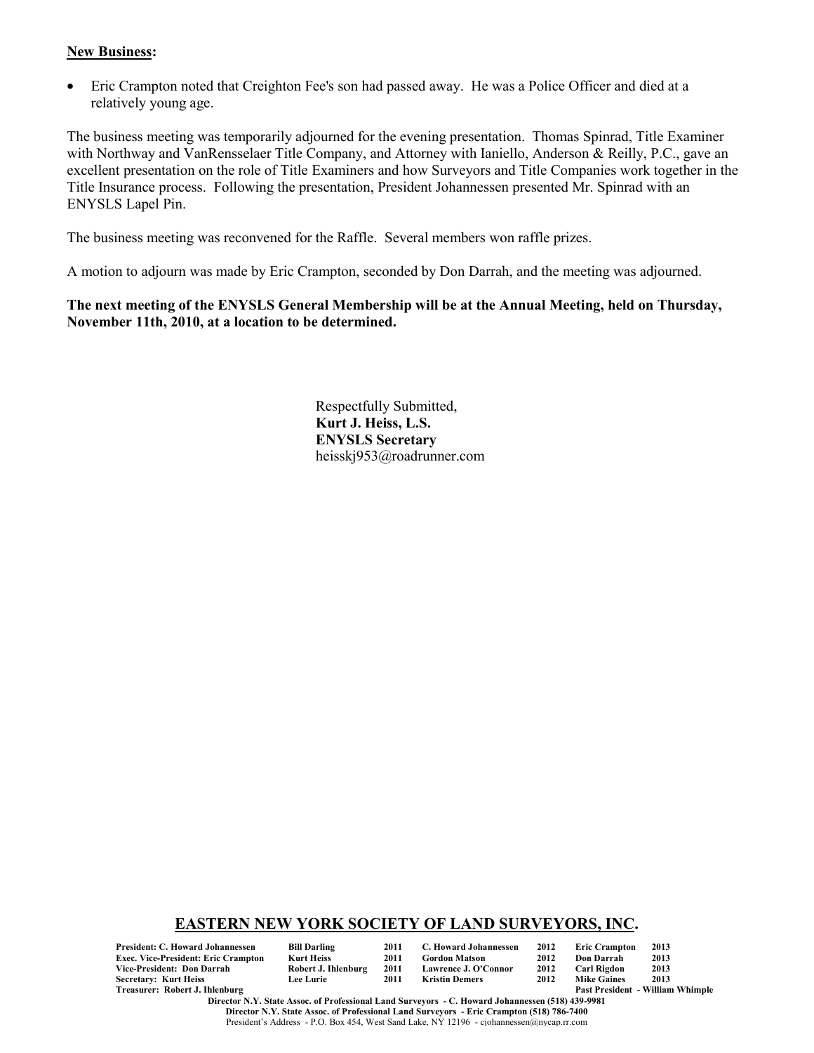**New Business:**

- Eric Crampton noted that Creighton Fee's son had passed away. He was a Police Officer and died at a relatively young age.

The business meeting was temporarily adjourned for the evening presentation. Thomas Spinrad, Title Examiner with Northway and VanRensselaer Title Company, and Attorney with Ianiello, Anderson & Reilly, P.C., gave an excellent presentation on the role of Title Examiners and how Surveyors and Title Companies work together in the Title Insurance process. Following the presentation, President Johannessen presented Mr. Spinrad with an ENYSLS Lapel Pin.

The business meeting was reconvened for the Raffle. Several members won raffle prizes.

A motion to adjourn was made by Eric Crampton, seconded by Don Darrah, and the meeting was adjourned.

**The next meeting of the ENYSLS General Membership will be at the Annual Meeting, held on Thursday, November 11th, 2010, at a location to be determined.**

Respectfully Submitted,
**Kurt J. Heiss, L.S.**
**ENYSLS Secretary**
heisskj953@roadrunner.com

## EASTERN NEW YORK SOCIETY OF LAND SURVEYORS, INC.

| | | | | | | | |
|---|---|---|---|---|---|---|---|
| **President: C. Howard Johannessen** | **Bill Darling** | **2011** | **C. Howard Johannessen** | **2012** | **Eric Crampton** | **2013** | |
| **Exec. Vice-President: Eric Crampton** | **Kurt Heiss** | **2011** | **Gordon Matson** | **2012** | **Don Darrah** | **2013** | |
| **Vice-President: Don Darrah** | **Robert J. Ihlenburg** | **2011** | **Lawrence J. O'Connor** | **2012** | **Carl Rigdon** | **2013** | |
| **Secretary: Kurt Heiss** | **Lee Lurie** | **2011** | **Kristin Demers** | **2012** | **Mike Gaines** | **2013** | |
| **Treasurer: Robert J. Ihlenburg** | | | | | **Past President - William Whimple** | | |

**Director N.Y. State Assoc. of Professional Land Surveyors - C. Howard Johannessen (518) 439-9981**
**Director N.Y. State Assoc. of Professional Land Surveyors - Eric Crampton (518) 786-7400**
President's Address - P.O. Box 454, West Sand Lake, NY 12196 - cjohannessen@nycap.rr.com